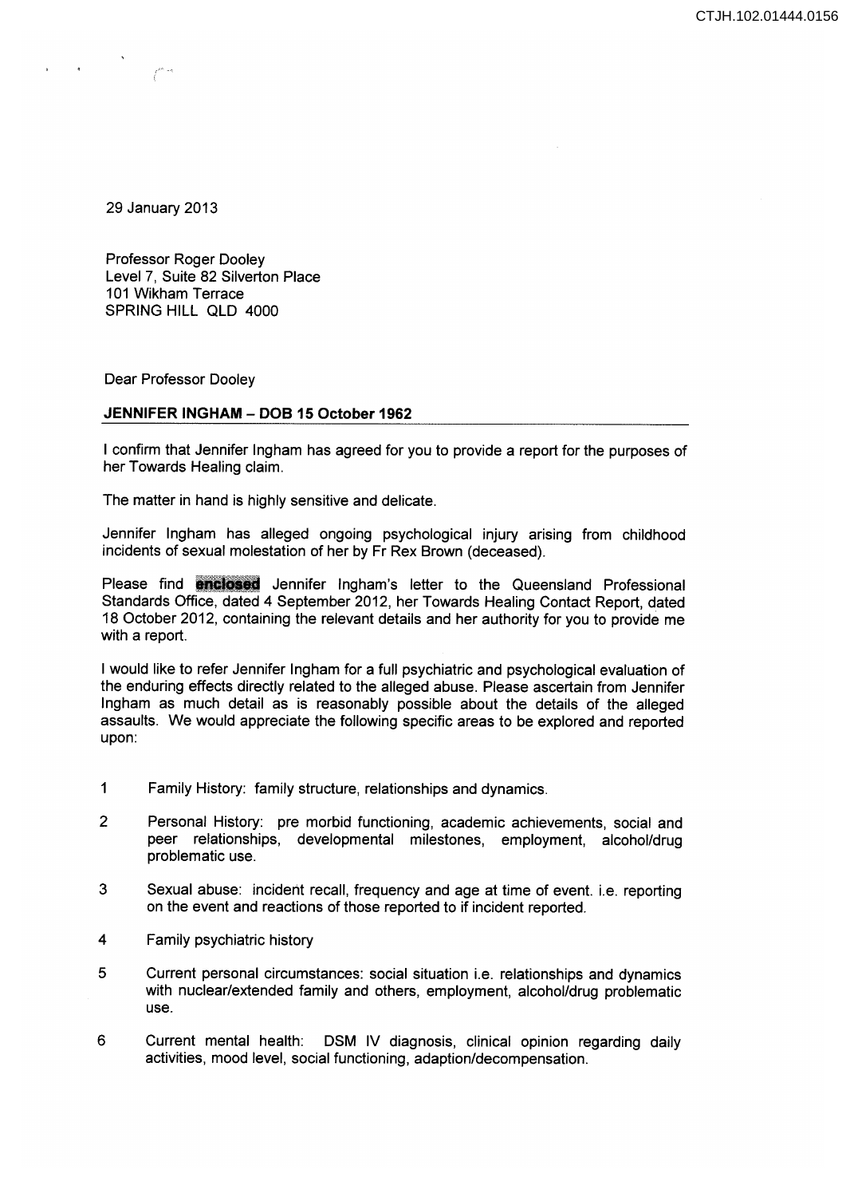29 January 2013

Professor Roger Dooley
Level 7, Suite 82 Silverton Place
101 Wikham Terrace
SPRING HILL QLD 4000

Dear Professor Dooley

**JENNIFER INGHAM – DOB 15 October 1962**

I confirm that Jennifer Ingham has agreed for you to provide a report for the purposes of her Towards Healing claim.

The matter in hand is highly sensitive and delicate.

Jennifer Ingham has alleged ongoing psychological injury arising from childhood incidents of sexual molestation of her by Fr Rex Brown (deceased).

Please find **enclosed** Jennifer Ingham's letter to the Queensland Professional Standards Office, dated 4 September 2012, her Towards Healing Contact Report, dated 18 October 2012, containing the relevant details and her authority for you to provide me with a report.

I would like to refer Jennifer Ingham for a full psychiatric and psychological evaluation of the enduring effects directly related to the alleged abuse. Please ascertain from Jennifer Ingham as much detail as is reasonably possible about the details of the alleged assaults. We would appreciate the following specific areas to be explored and reported upon:

1. Family History: family structure, relationships and dynamics.
2. Personal History: pre morbid functioning, academic achievements, social and peer relationships, developmental milestones, employment, alcohol/drug problematic use.
3. Sexual abuse: incident recall, frequency and age at time of event. i.e. reporting on the event and reactions of those reported to if incident reported.
4. Family psychiatric history
5. Current personal circumstances: social situation i.e. relationships and dynamics with nuclear/extended family and others, employment, alcohol/drug problematic use.
6. Current mental health: DSM IV diagnosis, clinical opinion regarding daily activities, mood level, social functioning, adaption/decompensation.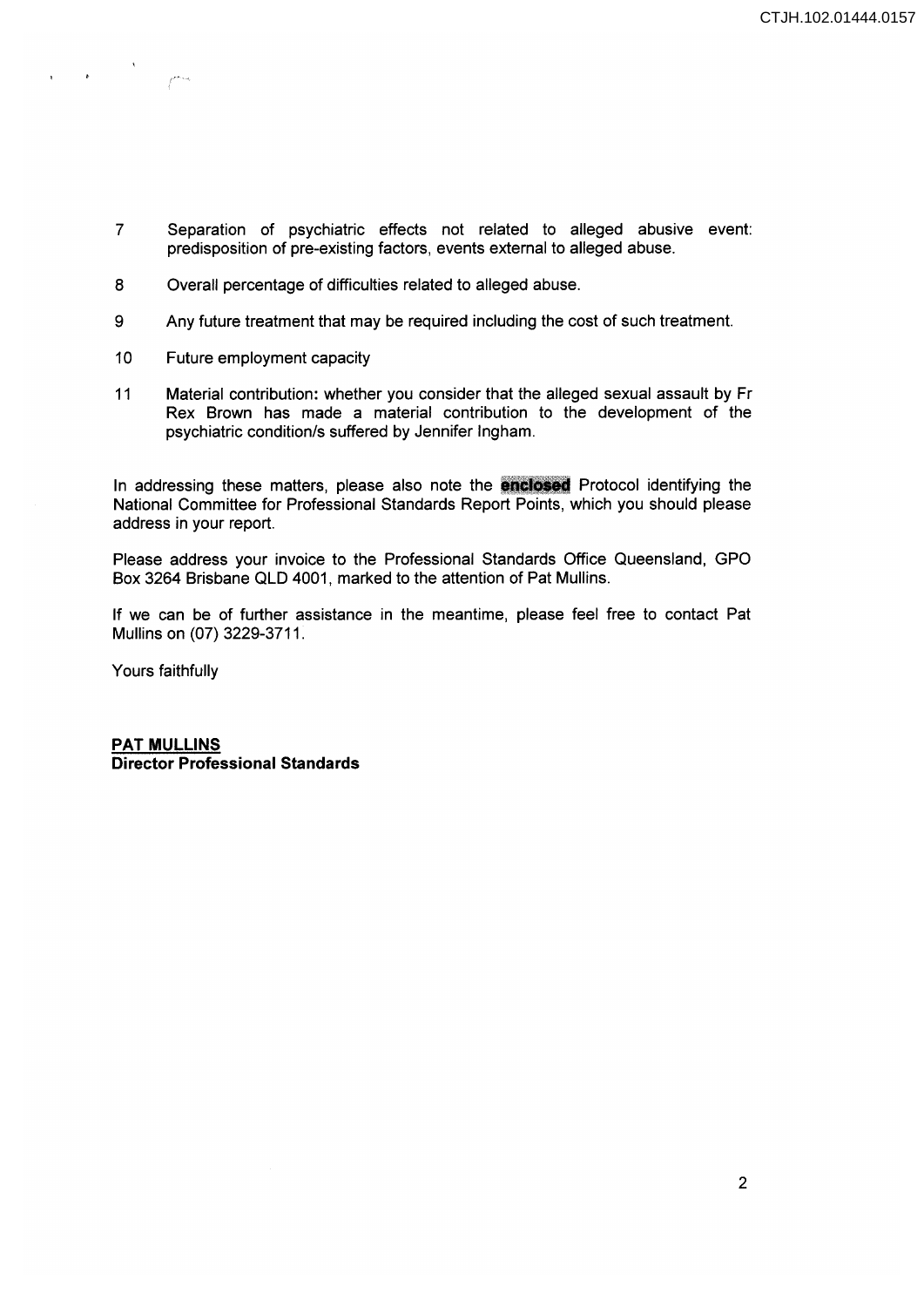7. Separation of psychiatric effects not related to alleged abusive event: predisposition of pre-existing factors, events external to alleged abuse.

8. Overall percentage of difficulties related to alleged abuse.

9. Any future treatment that may be required including the cost of such treatment.

10. Future employment capacity

11. Material contribution: whether you consider that the alleged sexual assault by Fr Rex Brown has made a material contribution to the development of the psychiatric condition/s suffered by Jennifer Ingham.

In addressing these matters, please also note the **enclosed** Protocol identifying the National Committee for Professional Standards Report Points, which you should please address in your report.

Please address your invoice to the Professional Standards Office Queensland, GPO Box 3264 Brisbane QLD 4001, marked to the attention of Pat Mullins.

If we can be of further assistance in the meantime, please feel free to contact Pat Mullins on (07) 3229-3711.

Yours faithfully

**PAT MULLINS**
**Director Professional Standards**